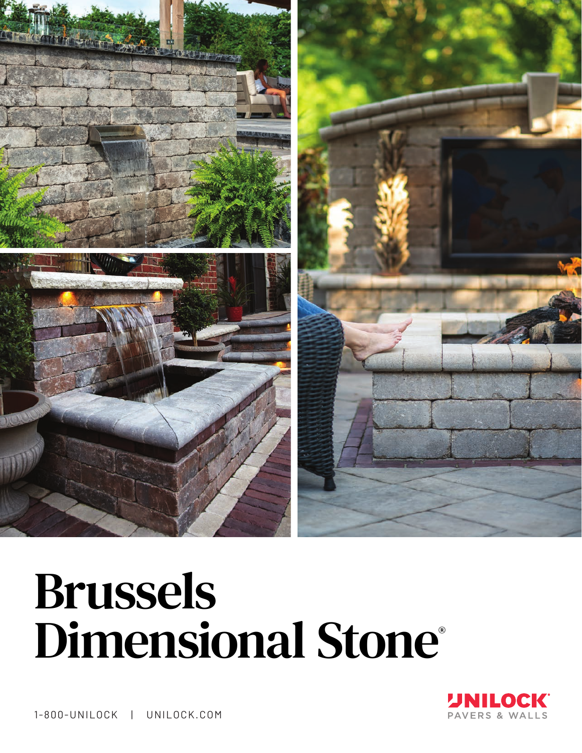# Brussels Dimensional Stone®

1-800-UNILOCK | UNILOCK.COM

UNILOCK® PAVERS & WALLS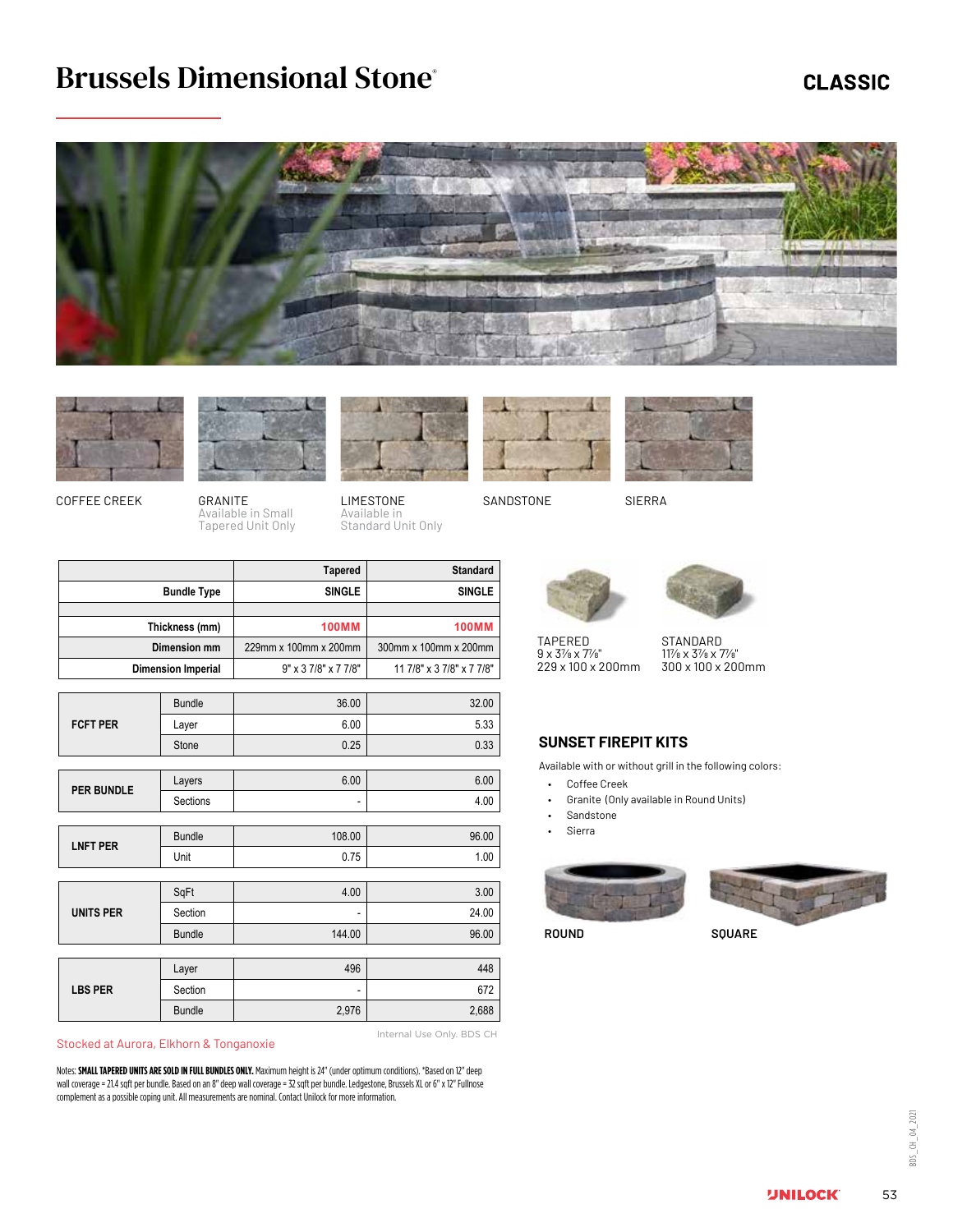# Brussels Dimensional Stone®

**CLASSIC**

COFFEE CREEK

GRANITE
Available in Small Tapered Unit Only

LIMESTONE
Available in Standard Unit Only

SANDSTONE

SIERRA

| | | Tapered | Standard |
|---|---|---|---|
| | Bundle Type | SINGLE | SINGLE |
| | | | |
| | Thickness (mm) | 100MM | 100MM |
| | Dimension mm | 229mm x 100mm x 200mm | 300mm x 100mm x 200mm |
| | Dimension Imperial | 9" x 3 7/8" x 7 7/8" | 11 7/8" x 3 7/8" x 7 7/8" |
| FCFT PER | Bundle | 36.00 | 32.00 |
| | Layer | 6.00 | 5.33 |
| | Stone | 0.25 | 0.33 |
| PER BUNDLE | Layers | 6.00 | 6.00 |
| | Sections | - | 4.00 |
| LNFT PER | Bundle | 108.00 | 96.00 |
| | Unit | 0.75 | 1.00 |
| UNITS PER | SqFt | 4.00 | 3.00 |
| | Section | - | 24.00 |
| | Bundle | 144.00 | 96.00 |
| LBS PER | Layer | 496 | 448 |
| | Section | - | 672 |
| | Bundle | 2,976 | 2,688 |

Internal Use Only. BDS CH

Stocked at Aurora, Elkhorn & Tonganoxie

Notes: **SMALL TAPERED UNITS ARE SOLD IN FULL BUNDLES ONLY.** Maximum height is 24" (under optimum conditions). "Based on 12" deep wall coverage = 21.4 sqft per bundle. Based on an 8" deep wall coverage = 32 sqft per bundle. Ledgestone, Brussels XL or 6" x 12" Fullnose complement as a possible coping unit. All measurements are nominal. Contact Unilock for more information.

TAPERED
9 x 3⅞ x 7⅞"
229 x 100 x 200mm

STANDARD
11⅞ x 3⅞ x 7⅞"
300 x 100 x 200mm

## SUNSET FIREPIT KITS

Available with or without grill in the following colors:

- Coffee Creek
- Granite (Only available in Round Units)
- Sandstone
- Sierra

ROUND

SQUARE